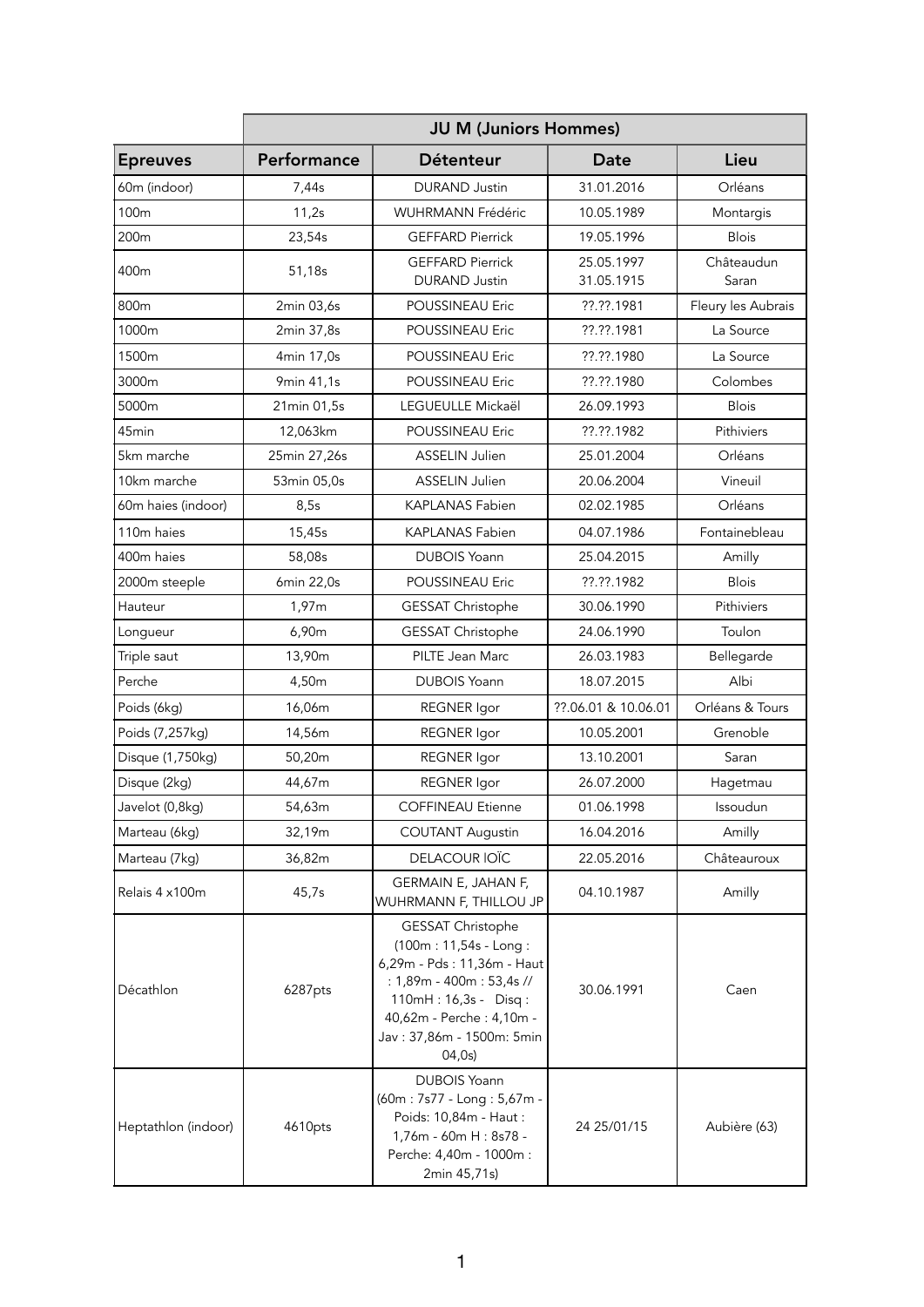| | JU M (Juniors Hommes) | | | |
|---|---|---|---|---|
| **Epreuves** | **Performance** | **Détenteur** | **Date** | **Lieu** |
| 60m (indoor) | 7,44s | DURAND Justin | 31.01.2016 | Orléans |
| 100m | 11,2s | WUHRMANN Frédéric | 10.05.1989 | Montargis |
| 200m | 23,54s | GEFFARD Pierrick | 19.05.1996 | Blois |
| 400m | 51,18s | GEFFARD Pierrick<br>DURAND Justin | 25.05.1997<br>31.05.1915 | Châteaudun<br>Saran |
| 800m | 2min 03,6s | POUSSINEAU Eric | ??.??.1981 | Fleury les Aubrais |
| 1000m | 2min 37,8s | POUSSINEAU Eric | ??.??.1981 | La Source |
| 1500m | 4min 17,0s | POUSSINEAU Eric | ??.??.1980 | La Source |
| 3000m | 9min 41,1s | POUSSINEAU Eric | ??.??.1980 | Colombes |
| 5000m | 21min 01,5s | LEGUEULLE Mickaël | 26.09.1993 | Blois |
| 45min | 12,063km | POUSSINEAU Eric | ??.??.1982 | Pithiviers |
| 5km marche | 25min 27,26s | ASSELIN Julien | 25.01.2004 | Orléans |
| 10km marche | 53min 05,0s | ASSELIN Julien | 20.06.2004 | Vineuil |
| 60m haies (indoor) | 8,5s | KAPLANAS Fabien | 02.02.1985 | Orléans |
| 110m haies | 15,45s | KAPLANAS Fabien | 04.07.1986 | Fontainebleau |
| 400m haies | 58,08s | DUBOIS Yoann | 25.04.2015 | Amilly |
| 2000m steeple | 6min 22,0s | POUSSINEAU Eric | ??.??.1982 | Blois |
| Hauteur | 1,97m | GESSAT Christophe | 30.06.1990 | Pithiviers |
| Longueur | 6,90m | GESSAT Christophe | 24.06.1990 | Toulon |
| Triple saut | 13,90m | PILTE Jean Marc | 26.03.1983 | Bellegarde |
| Perche | 4,50m | DUBOIS Yoann | 18.07.2015 | Albi |
| Poids (6kg) | 16,06m | REGNER Igor | ??.06.01 & 10.06.01 | Orléans & Tours |
| Poids (7,257kg) | 14,56m | REGNER Igor | 10.05.2001 | Grenoble |
| Disque (1,750kg) | 50,20m | REGNER Igor | 13.10.2001 | Saran |
| Disque (2kg) | 44,67m | REGNER Igor | 26.07.2000 | Hagetmau |
| Javelot (0,8kg) | 54,63m | COFFINEAU Etienne | 01.06.1998 | Issoudun |
| Marteau (6kg) | 32,19m | COUTANT Augustin | 16.04.2016 | Amilly |
| Marteau (7kg) | 36,82m | DELACOUR lOÏC | 22.05.2016 | Châteauroux |
| Relais 4 x100m | 45,7s | GERMAIN E, JAHAN F, WUHRMANN F, THILLOU JP | 04.10.1987 | Amilly |
| Décathlon | 6287pts | GESSAT Christophe (100m : 11,54s - Long : 6,29m - Pds : 11,36m - Haut : 1,89m - 400m : 53,4s // 110mH : 16,3s - Disq : 40,62m - Perche : 4,10m - Jav : 37,86m - 1500m: 5min 04,0s) | 30.06.1991 | Caen |
| Heptathlon (indoor) | 4610pts | DUBOIS Yoann (60m : 7s77 - Long : 5,67m - Poids: 10,84m - Haut : 1,76m - 60m H : 8s78 - Perche: 4,40m - 1000m : 2min 45,71s) | 24 25/01/15 | Aubière (63) |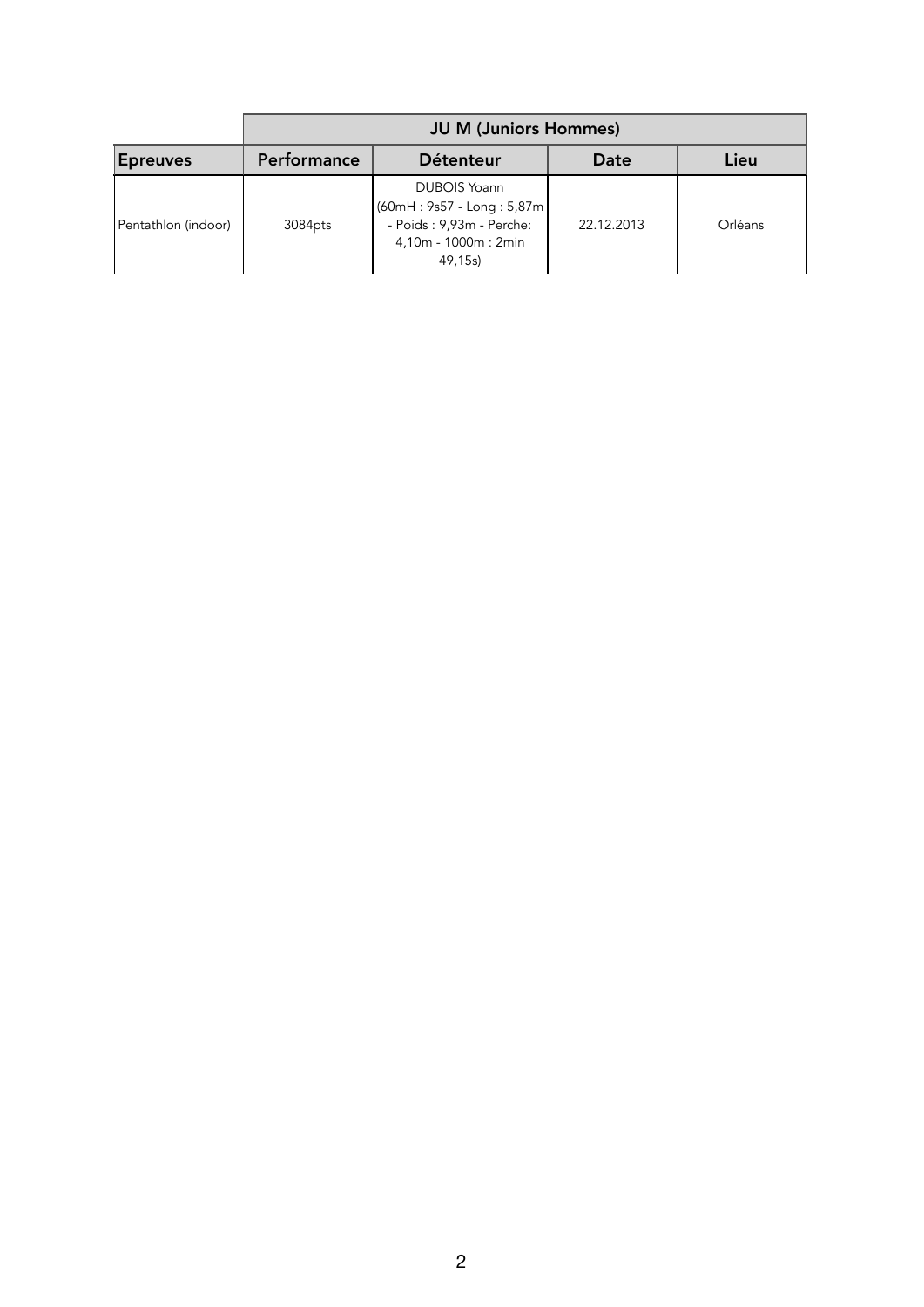| | JU M (Juniors Hommes) | | | |
|---|---|---|---|---|
| **Epreuves** | **Performance** | **Détenteur** | **Date** | **Lieu** |
| Pentathlon (indoor) | 3084pts | DUBOIS Yoann (60mH : 9s57 - Long : 5,87m - Poids : 9,93m - Perche: 4,10m - 1000m : 2min 49,15s) | 22.12.2013 | Orléans |